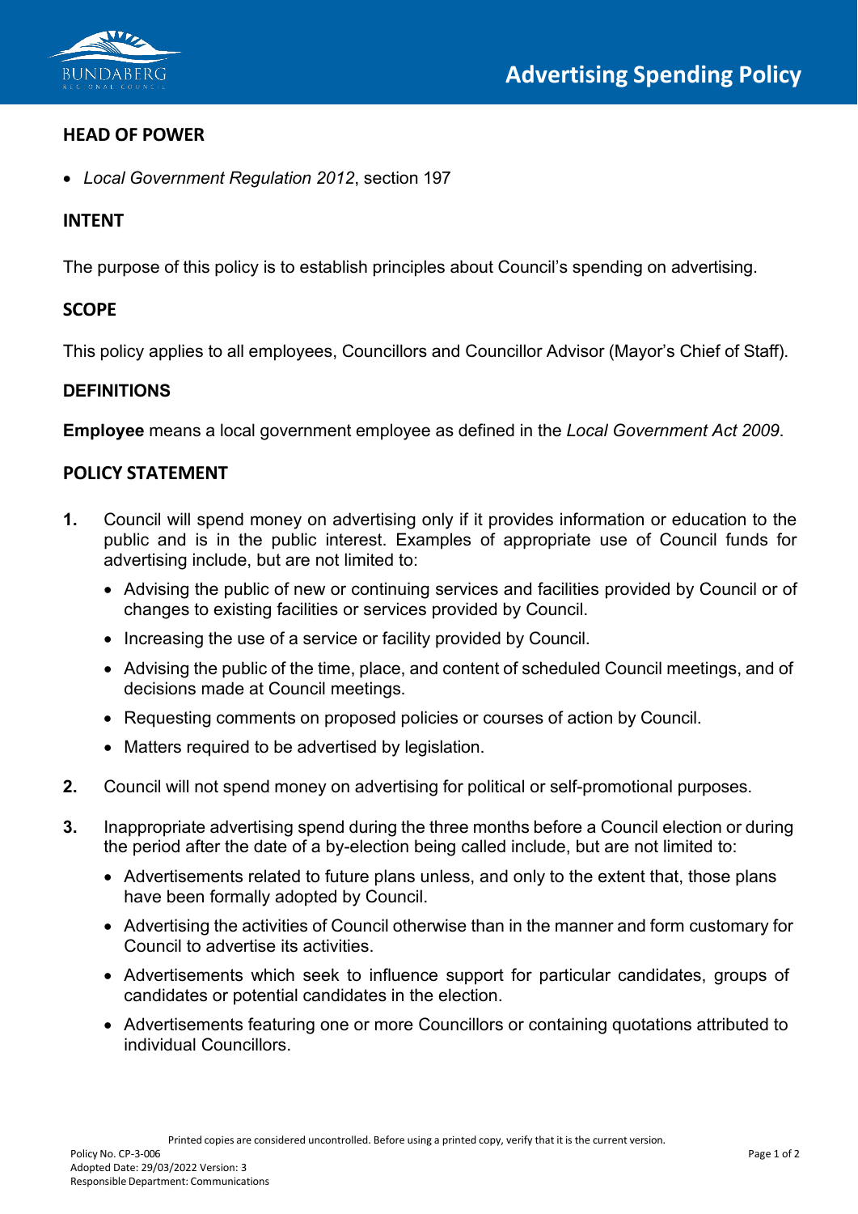# Advertising Spending Policy

## HEAD OF POWER

- *Local Government Regulation 2012*, section 197

## INTENT

The purpose of this policy is to establish principles about Council's spending on advertising.

## SCOPE

This policy applies to all employees, Councillors and Councillor Advisor (Mayor's Chief of Staff).

## DEFINITIONS

**Employee** means a local government employee as defined in the *Local Government Act 2009*.

## POLICY STATEMENT

1. Council will spend money on advertising only if it provides information or education to the public and is in the public interest. Examples of appropriate use of Council funds for advertising include, but are not limited to:
   - Advising the public of new or continuing services and facilities provided by Council or of changes to existing facilities or services provided by Council.
   - Increasing the use of a service or facility provided by Council.
   - Advising the public of the time, place, and content of scheduled Council meetings, and of decisions made at Council meetings.
   - Requesting comments on proposed policies or courses of action by Council.
   - Matters required to be advertised by legislation.

2. Council will not spend money on advertising for political or self-promotional purposes.

3. Inappropriate advertising spend during the three months before a Council election or during the period after the date of a by-election being called include, but are not limited to:
   - Advertisements related to future plans unless, and only to the extent that, those plans have been formally adopted by Council.
   - Advertising the activities of Council otherwise than in the manner and form customary for Council to advertise its activities.
   - Advertisements which seek to influence support for particular candidates, groups of candidates or potential candidates in the election.
   - Advertisements featuring one or more Councillors or containing quotations attributed to individual Councillors.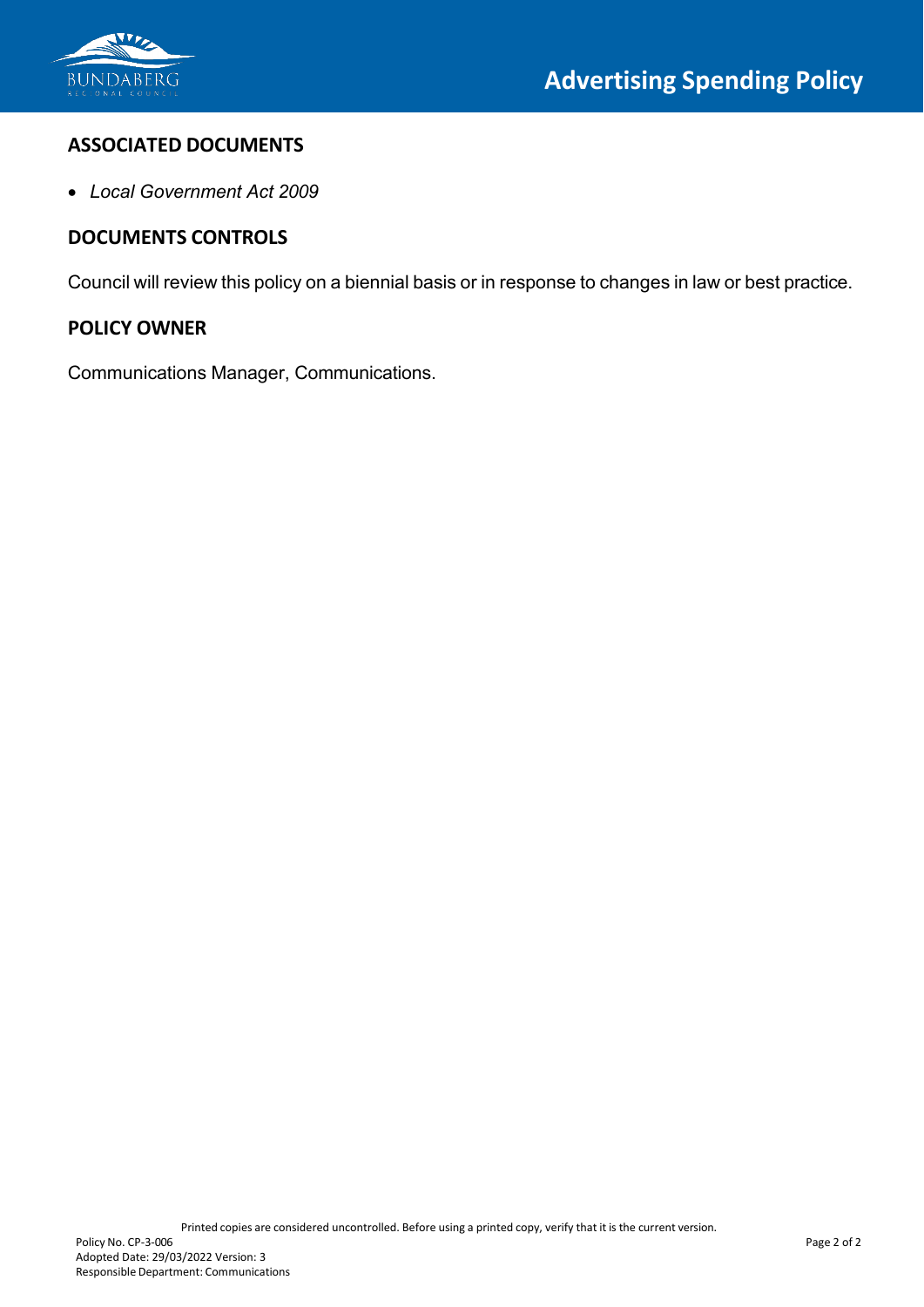## ASSOCIATED DOCUMENTS

- *Local Government Act 2009*

## DOCUMENTS CONTROLS

Council will review this policy on a biennial basis or in response to changes in law or best practice.

## POLICY OWNER

Communications Manager, Communications.